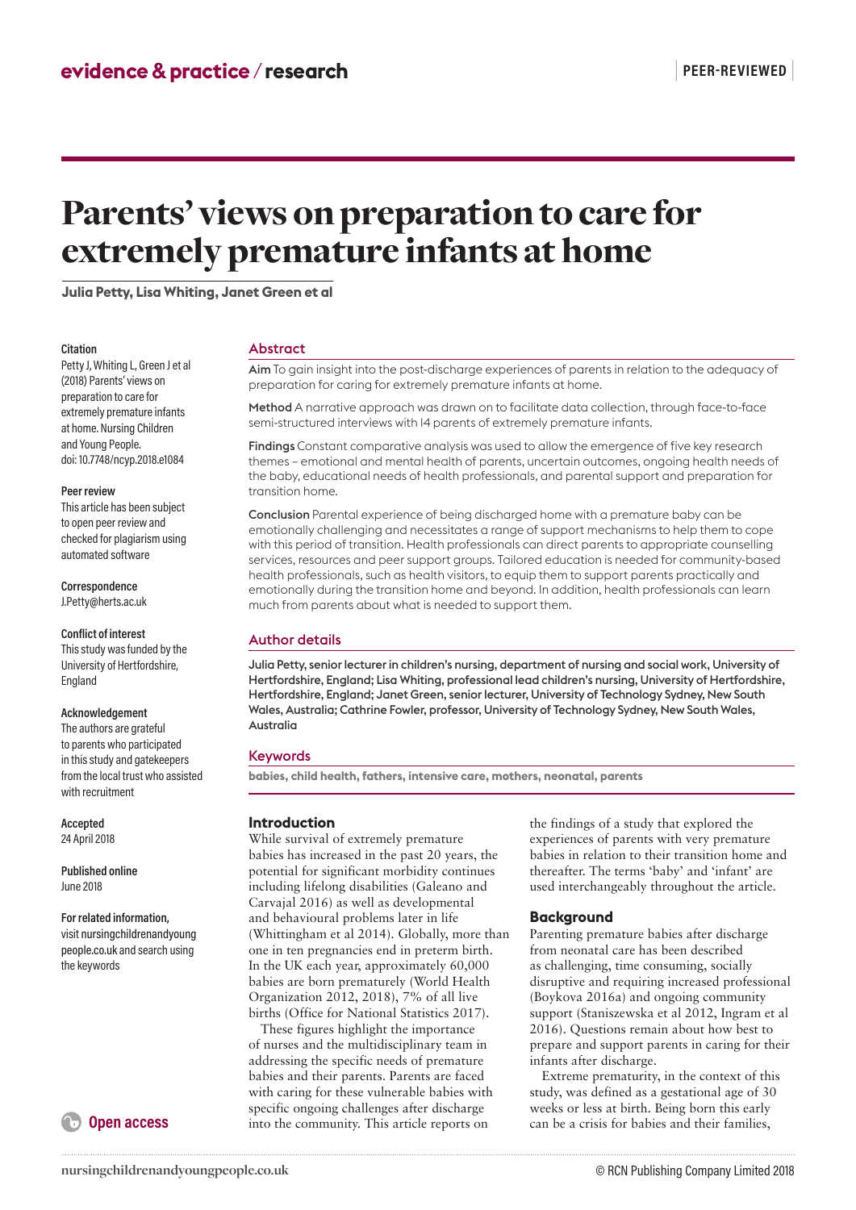evidence & practice / research

PEER-REVIEWED

# Parents' views on preparation to care for extremely premature infants at home

**Julia Petty, Lisa Whiting, Janet Green et al**

**Citation**
Petty J, Whiting L, Green J et al (2018) Parents' views on preparation to care for extremely premature infants at home. Nursing Children and Young People. doi: 10.7748/ncyp.2018.e1084

**Peer review**
This article has been subject to open peer review and checked for plagiarism using automated software

**Correspondence**
J.Petty@herts.ac.uk

**Conflict of interest**
This study was funded by the University of Hertfordshire, England

**Acknowledgement**
The authors are grateful to parents who participated in this study and gatekeepers from the local trust who assisted with recruitment

**Accepted**
24 April 2018

**Published online**
June 2018

**For related information,** visit nursingchildrenandyoungpeople.co.uk and search using the keywords

Open access

## Abstract

**Aim** To gain insight into the post-discharge experiences of parents in relation to the adequacy of preparation for caring for extremely premature infants at home.

**Method** A narrative approach was drawn on to facilitate data collection, through face-to-face semi-structured interviews with 14 parents of extremely premature infants.

**Findings** Constant comparative analysis was used to allow the emergence of five key research themes – emotional and mental health of parents, uncertain outcomes, ongoing health needs of the baby, educational needs of health professionals, and parental support and preparation for transition home.

**Conclusion** Parental experience of being discharged home with a premature baby can be emotionally challenging and necessitates a range of support mechanisms to help them to cope with this period of transition. Health professionals can direct parents to appropriate counselling services, resources and peer support groups. Tailored education is needed for community-based health professionals, such as health visitors, to equip them to support parents practically and emotionally during the transition home and beyond. In addition, health professionals can learn much from parents about what is needed to support them.

## Author details

**Julia Petty, senior lecturer in children's nursing, department of nursing and social work, University of Hertfordshire, England; Lisa Whiting, professional lead children's nursing, University of Hertfordshire, Hertfordshire, England; Janet Green, senior lecturer, University of Technology Sydney, New South Wales, Australia; Cathrine Fowler, professor, University of Technology Sydney, New South Wales, Australia**

## Keywords

**babies, child health, fathers, intensive care, mothers, neonatal, parents**

## Introduction

While survival of extremely premature babies has increased in the past 20 years, the potential for significant morbidity continues including lifelong disabilities (Galeano and Carvajal 2016) as well as developmental and behavioural problems later in life (Whittingham et al 2014). Globally, more than one in ten pregnancies end in preterm birth. In the UK each year, approximately 60,000 babies are born prematurely (World Health Organization 2012, 2018), 7% of all live births (Office for National Statistics 2017).

These figures highlight the importance of nurses and the multidisciplinary team in addressing the specific needs of premature babies and their parents. Parents are faced with caring for these vulnerable babies with specific ongoing challenges after discharge into the community. This article reports on the findings of a study that explored the experiences of parents with very premature babies in relation to their transition home and thereafter. The terms 'baby' and 'infant' are used interchangeably throughout the article.

## Background

Parenting premature babies after discharge from neonatal care has been described as challenging, time consuming, socially disruptive and requiring increased professional (Boykova 2016a) and ongoing community support (Staniszewska et al 2012, Ingram et al 2016). Questions remain about how best to prepare and support parents in caring for their infants after discharge.

Extreme prematurity, in the context of this study, was defined as a gestational age of 30 weeks or less at birth. Being born this early can be a crisis for babies and their families,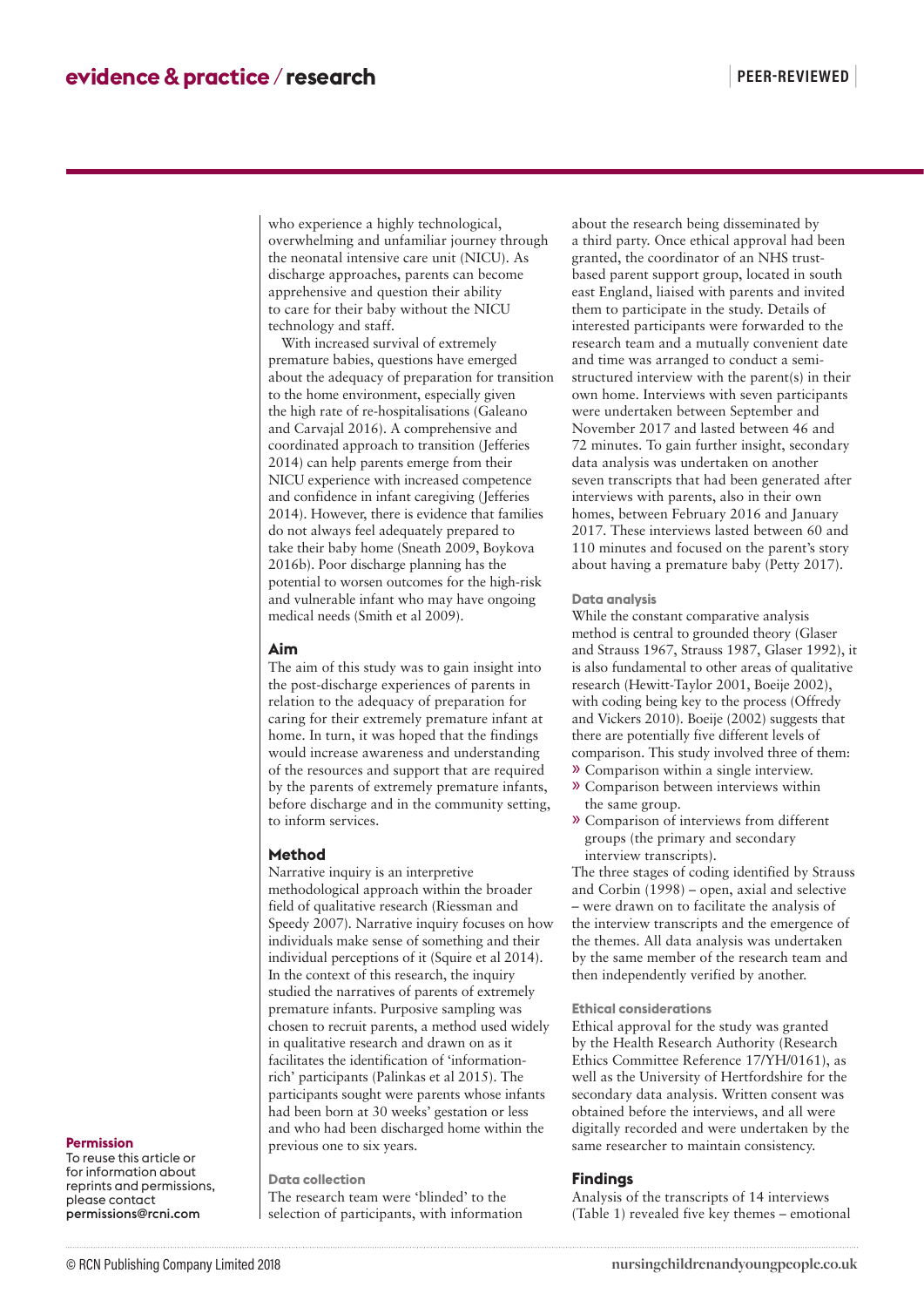who experience a highly technological, overwhelming and unfamiliar journey through the neonatal intensive care unit (NICU). As discharge approaches, parents can become apprehensive and question their ability to care for their baby without the NICU technology and staff.

With increased survival of extremely premature babies, questions have emerged about the adequacy of preparation for transition to the home environment, especially given the high rate of re-hospitalisations (Galeano and Carvajal 2016). A comprehensive and coordinated approach to transition (Jefferies 2014) can help parents emerge from their NICU experience with increased competence and confidence in infant caregiving (Jefferies 2014). However, there is evidence that families do not always feel adequately prepared to take their baby home (Sneath 2009, Boykova 2016b). Poor discharge planning has the potential to worsen outcomes for the high-risk and vulnerable infant who may have ongoing medical needs (Smith et al 2009).

## Aim

The aim of this study was to gain insight into the post-discharge experiences of parents in relation to the adequacy of preparation for caring for their extremely premature infant at home. In turn, it was hoped that the findings would increase awareness and understanding of the resources and support that are required by the parents of extremely premature infants, before discharge and in the community setting, to inform services.

## Method

Narrative inquiry is an interpretive methodological approach within the broader field of qualitative research (Riessman and Speedy 2007). Narrative inquiry focuses on how individuals make sense of something and their individual perceptions of it (Squire et al 2014). In the context of this research, the inquiry studied the narratives of parents of extremely premature infants. Purposive sampling was chosen to recruit parents, a method used widely in qualitative research and drawn on as it facilitates the identification of 'information-rich' participants (Palinkas et al 2015). The participants sought were parents whose infants had been born at 30 weeks' gestation or less and who had been discharged home within the previous one to six years.

### Data collection

The research team were 'blinded' to the selection of participants, with information about the research being disseminated by a third party. Once ethical approval had been granted, the coordinator of an NHS trust-based parent support group, located in south east England, liaised with parents and invited them to participate in the study. Details of interested participants were forwarded to the research team and a mutually convenient date and time was arranged to conduct a semi-structured interview with the parent(s) in their own home. Interviews with seven participants were undertaken between September and November 2017 and lasted between 46 and 72 minutes. To gain further insight, secondary data analysis was undertaken on another seven transcripts that had been generated after interviews with parents, also in their own homes, between February 2016 and January 2017. These interviews lasted between 60 and 110 minutes and focused on the parent's story about having a premature baby (Petty 2017).

### Data analysis

While the constant comparative analysis method is central to grounded theory (Glaser and Strauss 1967, Strauss 1987, Glaser 1992), it is also fundamental to other areas of qualitative research (Hewitt-Taylor 2001, Boeije 2002), with coding being key to the process (Offredy and Vickers 2010). Boeije (2002) suggests that there are potentially five different levels of comparison. This study involved three of them:

- Comparison within a single interview.
- Comparison between interviews within the same group.
- Comparison of interviews from different groups (the primary and secondary interview transcripts).

The three stages of coding identified by Strauss and Corbin (1998) – open, axial and selective – were drawn on to facilitate the analysis of the interview transcripts and the emergence of the themes. All data analysis was undertaken by the same member of the research team and then independently verified by another.

### Ethical considerations

Ethical approval for the study was granted by the Health Research Authority (Research Ethics Committee Reference 17/YH/0161), as well as the University of Hertfordshire for the secondary data analysis. Written consent was obtained before the interviews, and all were digitally recorded and were undertaken by the same researcher to maintain consistency.

## Findings

Analysis of the transcripts of 14 interviews (Table 1) revealed five key themes – emotional

**Permission**
To reuse this article or for information about reprints and permissions, please contact permissions@rcni.com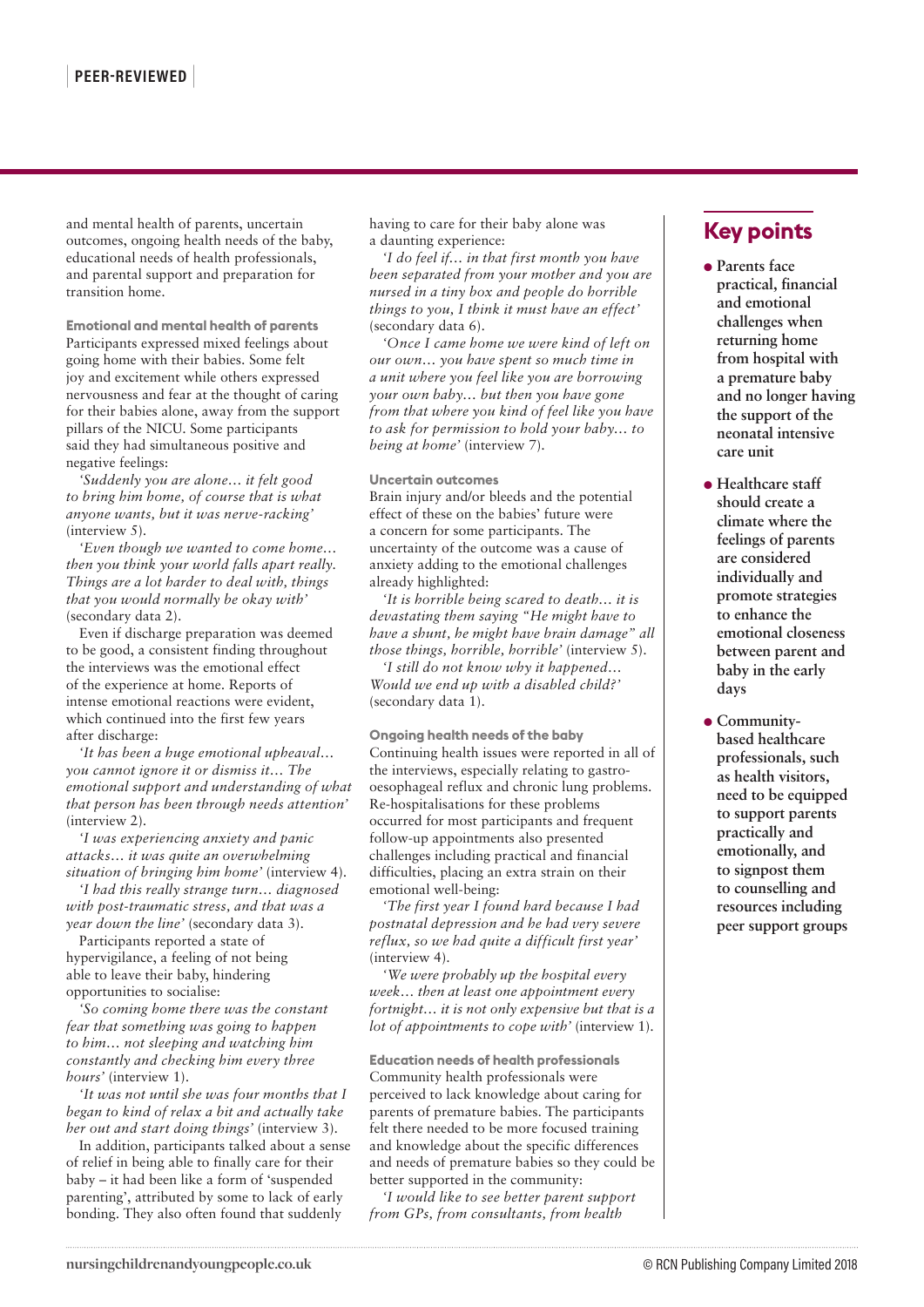and mental health of parents, uncertain outcomes, ongoing health needs of the baby, educational needs of health professionals, and parental support and preparation for transition home.

### Emotional and mental health of parents

Participants expressed mixed feelings about going home with their babies. Some felt joy and excitement while others expressed nervousness and fear at the thought of caring for their babies alone, away from the support pillars of the NICU. Some participants said they had simultaneous positive and negative feelings:

*'Suddenly you are alone… it felt good to bring him home, of course that is what anyone wants, but it was nerve-racking'* (interview 5).

*'Even though we wanted to come home… then you think your world falls apart really. Things are a lot harder to deal with, things that you would normally be okay with'* (secondary data 2).

Even if discharge preparation was deemed to be good, a consistent finding throughout the interviews was the emotional effect of the experience at home. Reports of intense emotional reactions were evident, which continued into the first few years after discharge:

*'It has been a huge emotional upheaval… you cannot ignore it or dismiss it… The emotional support and understanding of what that person has been through needs attention'* (interview 2).

*'I was experiencing anxiety and panic attacks… it was quite an overwhelming situation of bringing him home'* (interview 4).

*'I had this really strange turn… diagnosed with post-traumatic stress, and that was a year down the line'* (secondary data 3).

Participants reported a state of hypervigilance, a feeling of not being able to leave their baby, hindering opportunities to socialise:

*'So coming home there was the constant fear that something was going to happen to him… not sleeping and watching him constantly and checking him every three hours'* (interview 1).

*'It was not until she was four months that I began to kind of relax a bit and actually take her out and start doing things'* (interview 3).

In addition, participants talked about a sense of relief in being able to finally care for their baby – it had been like a form of 'suspended parenting', attributed by some to lack of early bonding. They also often found that suddenly having to care for their baby alone was a daunting experience:

*'I do feel if… in that first month you have been separated from your mother and you are nursed in a tiny box and people do horrible things to you, I think it must have an effect'* (secondary data 6).

*'Once I came home we were kind of left on our own… you have spent so much time in a unit where you feel like you are borrowing your own baby… but then you have gone from that where you kind of feel like you have to ask for permission to hold your baby… to being at home'* (interview 7).

### Uncertain outcomes

Brain injury and/or bleeds and the potential effect of these on the babies' future were a concern for some participants. The uncertainty of the outcome was a cause of anxiety adding to the emotional challenges already highlighted:

*'It is horrible being scared to death… it is devastating them saying "He might have to have a shunt, he might have brain damage" all those things, horrible, horrible'* (interview 5).

*'I still do not know why it happened… Would we end up with a disabled child?'* (secondary data 1).

### Ongoing health needs of the baby

Continuing health issues were reported in all of the interviews, especially relating to gastro-oesophageal reflux and chronic lung problems. Re-hospitalisations for these problems occurred for most participants and frequent follow-up appointments also presented challenges including practical and financial difficulties, placing an extra strain on their emotional well-being:

*'The first year I found hard because I had postnatal depression and he had very severe reflux, so we had quite a difficult first year'* (interview 4).

*'We were probably up the hospital every week… then at least one appointment every fortnight… it is not only expensive but that is a lot of appointments to cope with'* (interview 1).

### Education needs of health professionals

Community health professionals were perceived to lack knowledge about caring for parents of premature babies. The participants felt there needed to be more focused training and knowledge about the specific differences and needs of premature babies so they could be better supported in the community:

*'I would like to see better parent support from GPs, from consultants, from health*

## Key points

- **Parents face practical, financial and emotional challenges when returning home from hospital with a premature baby and no longer having the support of the neonatal intensive care unit**
- **Healthcare staff should create a climate where the feelings of parents are considered individually and promote strategies to enhance the emotional closeness between parent and baby in the early days**
- **Community-based healthcare professionals, such as health visitors, need to be equipped to support parents practically and emotionally, and to signpost them to counselling and resources including peer support groups**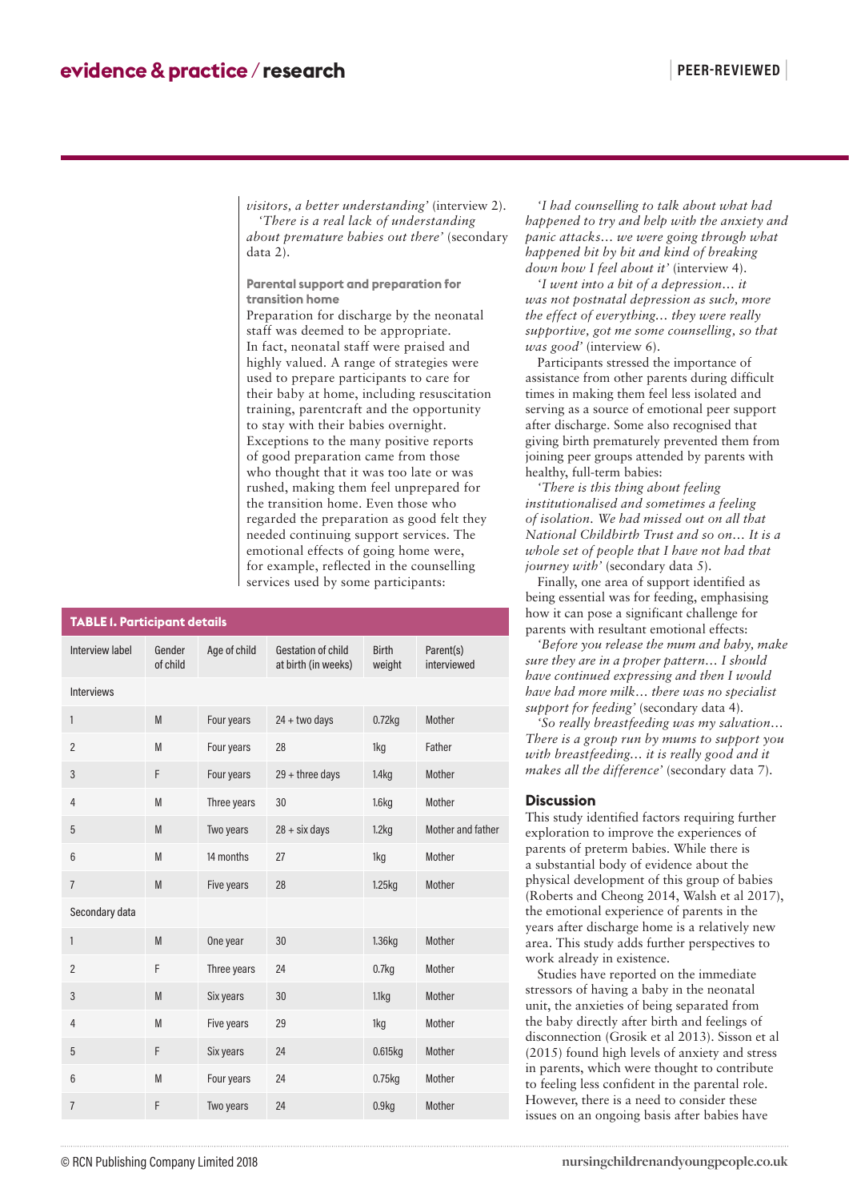*visitors, a better understanding'* (interview 2).

*'There is a real lack of understanding about premature babies out there'* (secondary data 2).

**Parental support and preparation for transition home**

Preparation for discharge by the neonatal staff was deemed to be appropriate. In fact, neonatal staff were praised and highly valued. A range of strategies were used to prepare participants to care for their baby at home, including resuscitation training, parentcraft and the opportunity to stay with their babies overnight. Exceptions to the many positive reports of good preparation came from those who thought that it was too late or was rushed, making them feel unprepared for the transition home. Even those who regarded the preparation as good felt they needed continuing support services. The emotional effects of going home were, for example, reflected in the counselling services used by some participants:

**TABLE 1. Participant details**

| Interview label | Gender of child | Age of child | Gestation of child at birth (in weeks) | Birth weight | Parent(s) interviewed |
|---|---|---|---|---|---|
| Interviews | | | | | |
| 1 | M | Four years | 24 + two days | 0.72kg | Mother |
| 2 | M | Four years | 28 | 1kg | Father |
| 3 | F | Four years | 29 + three days | 1.4kg | Mother |
| 4 | M | Three years | 30 | 1.6kg | Mother |
| 5 | M | Two years | 28 + six days | 1.2kg | Mother and father |
| 6 | M | 14 months | 27 | 1kg | Mother |
| 7 | M | Five years | 28 | 1.25kg | Mother |
| Secondary data | | | | | |
| 1 | M | One year | 30 | 1.36kg | Mother |
| 2 | F | Three years | 24 | 0.7kg | Mother |
| 3 | M | Six years | 30 | 1.1kg | Mother |
| 4 | M | Five years | 29 | 1kg | Mother |
| 5 | F | Six years | 24 | 0.615kg | Mother |
| 6 | M | Four years | 24 | 0.75kg | Mother |
| 7 | F | Two years | 24 | 0.9kg | Mother |

*'I had counselling to talk about what had happened to try and help with the anxiety and panic attacks… we were going through what happened bit by bit and kind of breaking down how I feel about it'* (interview 4).

*'I went into a bit of a depression… it was not postnatal depression as such, more the effect of everything… they were really supportive, got me some counselling, so that was good'* (interview 6).

Participants stressed the importance of assistance from other parents during difficult times in making them feel less isolated and serving as a source of emotional peer support after discharge. Some also recognised that giving birth prematurely prevented them from joining peer groups attended by parents with healthy, full-term babies:

*'There is this thing about feeling institutionalised and sometimes a feeling of isolation. We had missed out on all that National Childbirth Trust and so on… It is a whole set of people that I have not had that journey with'* (secondary data 5).

Finally, one area of support identified as being essential was for feeding, emphasising how it can pose a significant challenge for parents with resultant emotional effects:

*'Before you release the mum and baby, make sure they are in a proper pattern… I should have continued expressing and then I would have had more milk… there was no specialist support for feeding'* (secondary data 4).

*'So really breastfeeding was my salvation… There is a group run by mums to support you with breastfeeding… it is really good and it makes all the difference'* (secondary data 7).

## Discussion

This study identified factors requiring further exploration to improve the experiences of parents of preterm babies. While there is a substantial body of evidence about the physical development of this group of babies (Roberts and Cheong 2014, Walsh et al 2017), the emotional experience of parents in the years after discharge home is a relatively new area. This study adds further perspectives to work already in existence.

Studies have reported on the immediate stressors of having a baby in the neonatal unit, the anxieties of being separated from the baby directly after birth and feelings of disconnection (Grosik et al 2013). Sisson et al (2015) found high levels of anxiety and stress in parents, which were thought to contribute to feeling less confident in the parental role. However, there is a need to consider these issues on an ongoing basis after babies have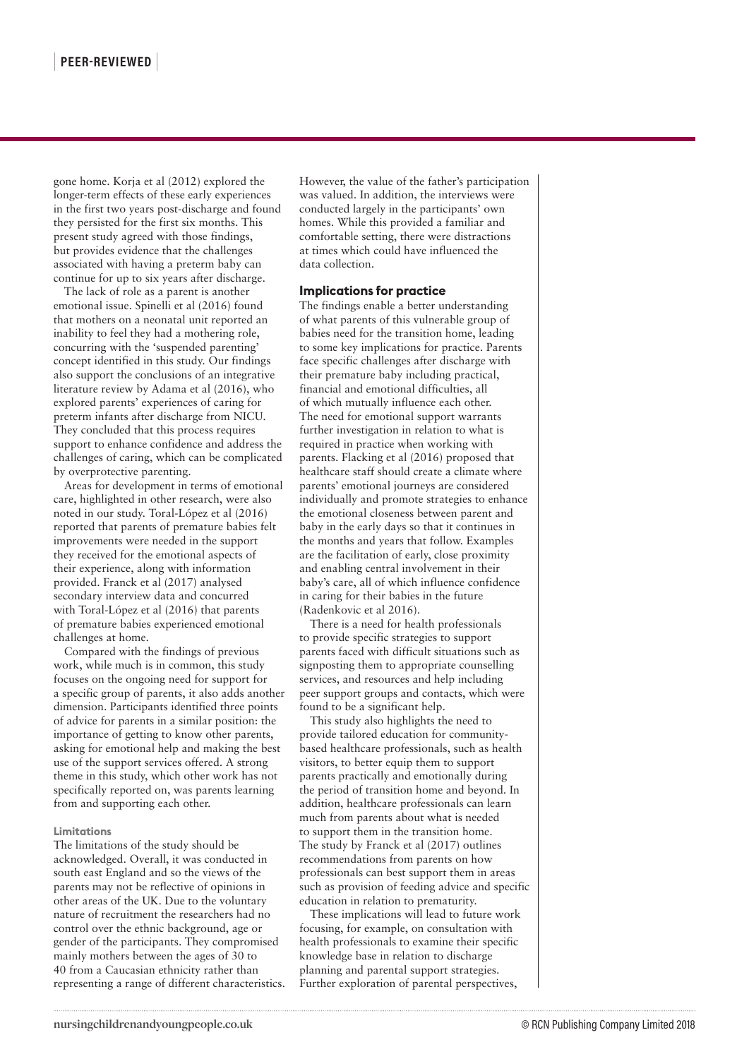gone home. Korja et al (2012) explored the longer-term effects of these early experiences in the first two years post-discharge and found they persisted for the first six months. This present study agreed with those findings, but provides evidence that the challenges associated with having a preterm baby can continue for up to six years after discharge.

The lack of role as a parent is another emotional issue. Spinelli et al (2016) found that mothers on a neonatal unit reported an inability to feel they had a mothering role, concurring with the 'suspended parenting' concept identified in this study. Our findings also support the conclusions of an integrative literature review by Adama et al (2016), who explored parents' experiences of caring for preterm infants after discharge from NICU. They concluded that this process requires support to enhance confidence and address the challenges of caring, which can be complicated by overprotective parenting.

Areas for development in terms of emotional care, highlighted in other research, were also noted in our study. Toral-López et al (2016) reported that parents of premature babies felt improvements were needed in the support they received for the emotional aspects of their experience, along with information provided. Franck et al (2017) analysed secondary interview data and concurred with Toral-López et al (2016) that parents of premature babies experienced emotional challenges at home.

Compared with the findings of previous work, while much is in common, this study focuses on the ongoing need for support for a specific group of parents, it also adds another dimension. Participants identified three points of advice for parents in a similar position: the importance of getting to know other parents, asking for emotional help and making the best use of the support services offered. A strong theme in this study, which other work has not specifically reported on, was parents learning from and supporting each other.

#### Limitations

The limitations of the study should be acknowledged. Overall, it was conducted in south east England and so the views of the parents may not be reflective of opinions in other areas of the UK. Due to the voluntary nature of recruitment the researchers had no control over the ethnic background, age or gender of the participants. They compromised mainly mothers between the ages of 30 to 40 from a Caucasian ethnicity rather than representing a range of different characteristics. However, the value of the father's participation was valued. In addition, the interviews were conducted largely in the participants' own homes. While this provided a familiar and comfortable setting, there were distractions at times which could have influenced the data collection.

### Implications for practice

The findings enable a better understanding of what parents of this vulnerable group of babies need for the transition home, leading to some key implications for practice. Parents face specific challenges after discharge with their premature baby including practical, financial and emotional difficulties, all of which mutually influence each other. The need for emotional support warrants further investigation in relation to what is required in practice when working with parents. Flacking et al (2016) proposed that healthcare staff should create a climate where parents' emotional journeys are considered individually and promote strategies to enhance the emotional closeness between parent and baby in the early days so that it continues in the months and years that follow. Examples are the facilitation of early, close proximity and enabling central involvement in their baby's care, all of which influence confidence in caring for their babies in the future (Radenkovic et al 2016).

There is a need for health professionals to provide specific strategies to support parents faced with difficult situations such as signposting them to appropriate counselling services, and resources and help including peer support groups and contacts, which were found to be a significant help.

This study also highlights the need to provide tailored education for community-based healthcare professionals, such as health visitors, to better equip them to support parents practically and emotionally during the period of transition home and beyond. In addition, healthcare professionals can learn much from parents about what is needed to support them in the transition home. The study by Franck et al (2017) outlines recommendations from parents on how professionals can best support them in areas such as provision of feeding advice and specific education in relation to prematurity.

These implications will lead to future work focusing, for example, on consultation with health professionals to examine their specific knowledge base in relation to discharge planning and parental support strategies. Further exploration of parental perspectives,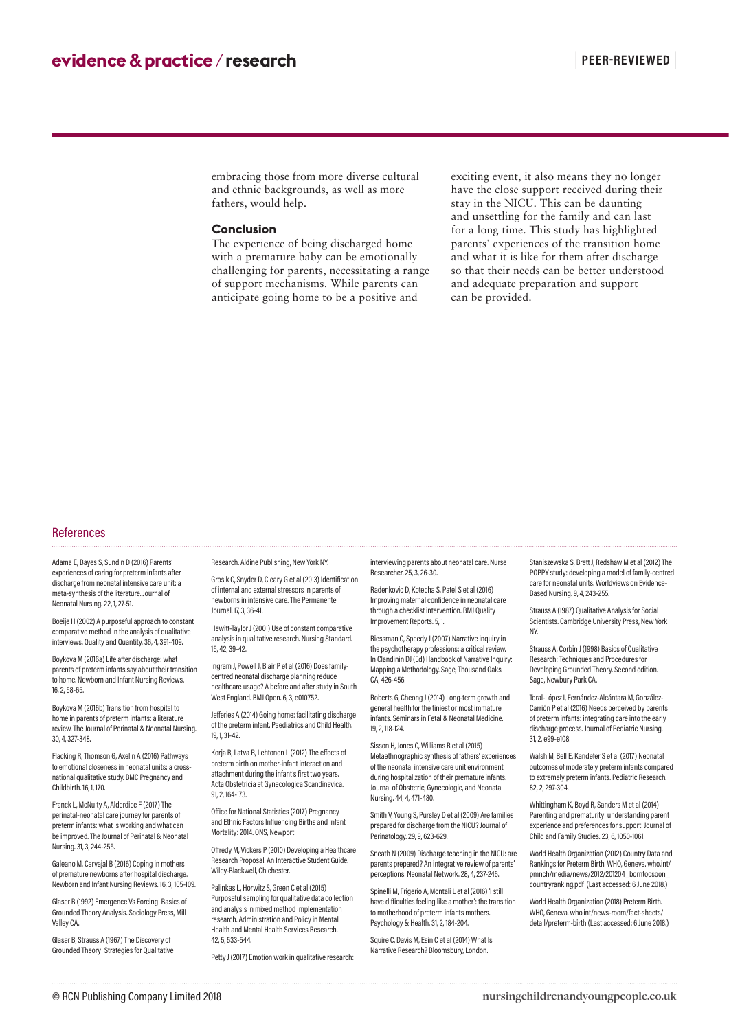embracing those from more diverse cultural and ethnic backgrounds, as well as more fathers, would help.

## Conclusion

The experience of being discharged home with a premature baby can be emotionally challenging for parents, necessitating a range of support mechanisms. While parents can anticipate going home to be a positive and exciting event, it also means they no longer have the close support received during their stay in the NICU. This can be daunting and unsettling for the family and can last for a long time. This study has highlighted parents' experiences of the transition home and what it is like for them after discharge so that their needs can be better understood and adequate preparation and support can be provided.

## References

Adama E, Bayes S, Sundin D (2016) Parents' experiences of caring for preterm infants after discharge from neonatal intensive care unit: a meta-synthesis of the literature. Journal of Neonatal Nursing. 22, 1, 27-51.

Boeije H (2002) A purposeful approach to constant comparative method in the analysis of qualitative interviews. Quality and Quantity. 36, 4, 391-409.

Boykova M (2016a) Life after discharge: what parents of preterm infants say about their transition to home. Newborn and Infant Nursing Reviews. 16, 2, 58-65.

Boykova M (2016b) Transition from hospital to home in parents of preterm infants: a literature review. The Journal of Perinatal & Neonatal Nursing. 30, 4, 327-348.

Flacking R, Thomson G, Axelin A (2016) Pathways to emotional closeness in neonatal units: a cross-national qualitative study. BMC Pregnancy and Childbirth. 16, 1, 170.

Franck L, McNulty A, Alderdice F (2017) The perinatal-neonatal care journey for parents of preterm infants: what is working and what can be improved. The Journal of Perinatal & Neonatal Nursing. 31, 3, 244-255.

Galeano M, Carvajal B (2016) Coping in mothers of premature newborns after hospital discharge. Newborn and Infant Nursing Reviews. 16, 3, 105-109.

Glaser B (1992) Emergence Vs Forcing: Basics of Grounded Theory Analysis. Sociology Press, Mill Valley CA.

Glaser B, Strauss A (1967) The Discovery of Grounded Theory: Strategies for Qualitative Research. Aldine Publishing, New York NY.

Grosik C, Snyder D, Cleary G et al (2013) Identification of internal and external stressors in parents of newborns in intensive care. The Permanente Journal. 17, 3, 36-41.

Hewitt-Taylor J (2001) Use of constant comparative analysis in qualitative research. Nursing Standard. 15, 42, 39-42.

Ingram J, Powell J, Blair P et al (2016) Does family-centred neonatal discharge planning reduce healthcare usage? A before and after study in South West England. BMJ Open. 6, 3, e010752.

Jefferies A (2014) Going home: facilitating discharge of the preterm infant. Paediatrics and Child Health. 19, 1, 31-42.

Korja R, Latva R, Lehtonen L (2012) The effects of preterm birth on mother-infant interaction and attachment during the infant's first two years. Acta Obstetricia et Gynecologica Scandinavica. 91, 2, 164-173.

Office for National Statistics (2017) Pregnancy and Ethnic Factors Influencing Births and Infant Mortality: 2014. ONS, Newport.

Offredy M, Vickers P (2010) Developing a Healthcare Research Proposal. An Interactive Student Guide. Wiley-Blackwell, Chichester.

Palinkas L, Horwitz S, Green C et al (2015) Purposeful sampling for qualitative data collection and analysis in mixed method implementation research. Administration and Policy in Mental Health and Mental Health Services Research. 42, 5, 533-544.

Petty J (2017) Emotion work in qualitative research: interviewing parents about neonatal care. Nurse Researcher. 25, 3, 26-30.

Radenkovic D, Kotecha S, Patel S et al (2016) Improving maternal confidence in neonatal care through a checklist intervention. BMJ Quality Improvement Reports. 5, 1.

Riessman C, Speedy J (2007) Narrative inquiry in the psychotherapy professions: a critical review. In Clandinin DJ (Ed) Handbook of Narrative Inquiry: Mapping a Methodology. Sage, Thousand Oaks CA, 426-456.

Roberts G, Cheong J (2014) Long-term growth and general health for the tiniest or most immature infants. Seminars in Fetal & Neonatal Medicine. 19, 2, 118-124.

Sisson H, Jones C, Williams R et al (2015) Metaethnographic synthesis of fathers' experiences of the neonatal intensive care unit environment during hospitalization of their premature infants. Journal of Obstetric, Gynecologic, and Neonatal Nursing. 44, 4, 471-480.

Smith V, Young S, Pursley D et al (2009) Are families prepared for discharge from the NICU? Journal of Perinatology. 29, 9, 623-629.

Sneath N (2009) Discharge teaching in the NICU: are parents prepared? An integrative review of parents' perceptions. Neonatal Network. 28, 4, 237-246.

Spinelli M, Frigerio A, Montali L et al (2016) 'I still have difficulties feeling like a mother': the transition to motherhood of preterm infants mothers. Psychology & Health. 31, 2, 184-204.

Squire C, Davis M, Esin C et al (2014) What Is Narrative Research? Bloomsbury, London.

Staniszewska S, Brett J, Redshaw M et al (2012) The POPPY study: developing a model of family-centred care for neonatal units. Worldviews on Evidence-Based Nursing. 9, 4, 243-255.

Strauss A (1987) Qualitative Analysis for Social Scientists. Cambridge University Press, New York NY.

Strauss A, Corbin J (1998) Basics of Qualitative Research: Techniques and Procedures for Developing Grounded Theory. Second edition. Sage, Newbury Park CA.

Toral-López I, Fernández-Alcántara M, González-Carrión P et al (2016) Needs perceived by parents of preterm infants: integrating care into the early discharge process. Journal of Pediatric Nursing. 31, 2, e99-e108.

Walsh M, Bell E, Kandefer S et al (2017) Neonatal outcomes of moderately preterm infants compared to extremely preterm infants. Pediatric Research. 82, 2, 297-304.

Whittingham K, Boyd R, Sanders M et al (2014) Parenting and prematurity: understanding parent experience and preferences for support. Journal of Child and Family Studies. 23, 6, 1050-1061.

World Health Organization (2012) Country Data and Rankings for Preterm Birth. WHO, Geneva. who.int/pmnch/media/news/2012/201204_borntoosoon_countryranking.pdf (Last accessed: 6 June 2018.)

World Health Organization (2018) Preterm Birth. WHO, Geneva. who.int/news-room/fact-sheets/detail/preterm-birth (Last accessed: 6 June 2018.)